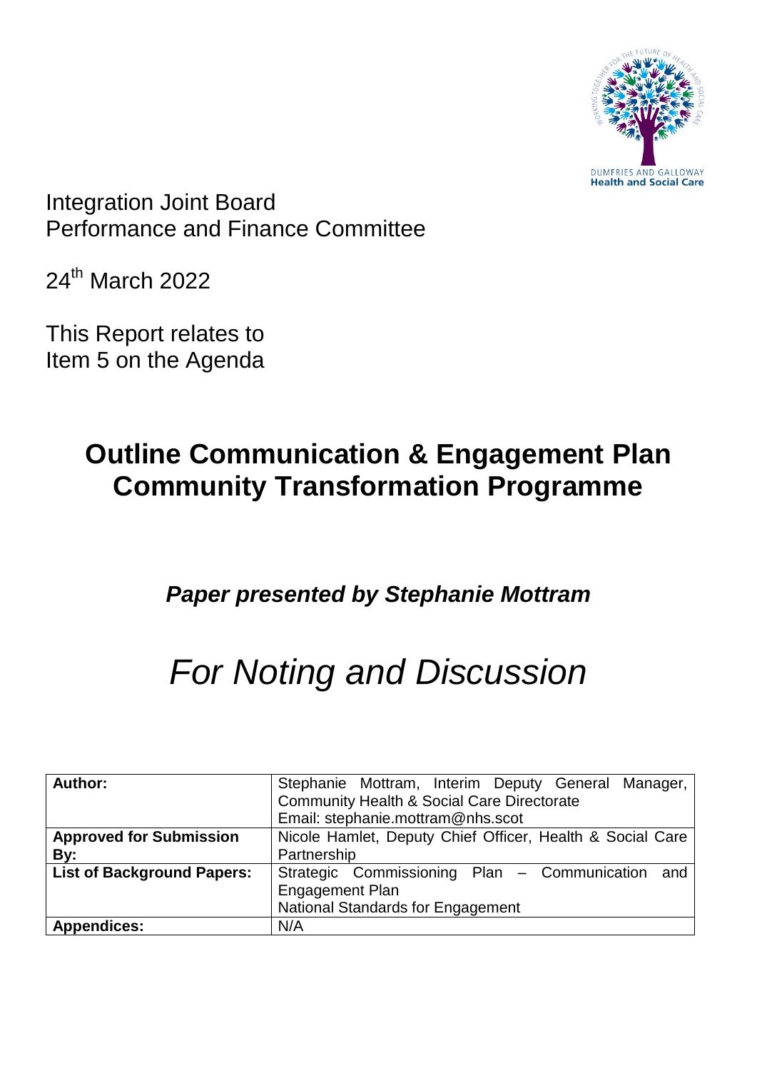Integration Joint Board
Performance and Finance Committee

24th March 2022

This Report relates to
Item 5 on the Agenda

# Outline Communication & Engagement Plan Community Transformation Programme

***Paper presented by Stephanie Mottram***

*For Noting and Discussion*

| | |
|---|---|
| **Author:** | Stephanie Mottram, Interim Deputy General Manager, Community Health & Social Care Directorate<br>Email: stephanie.mottram@nhs.scot |
| **Approved for Submission By:** | Nicole Hamlet, Deputy Chief Officer, Health & Social Care Partnership |
| **List of Background Papers:** | Strategic Commissioning Plan – Communication and Engagement Plan<br>National Standards for Engagement |
| **Appendices:** | N/A |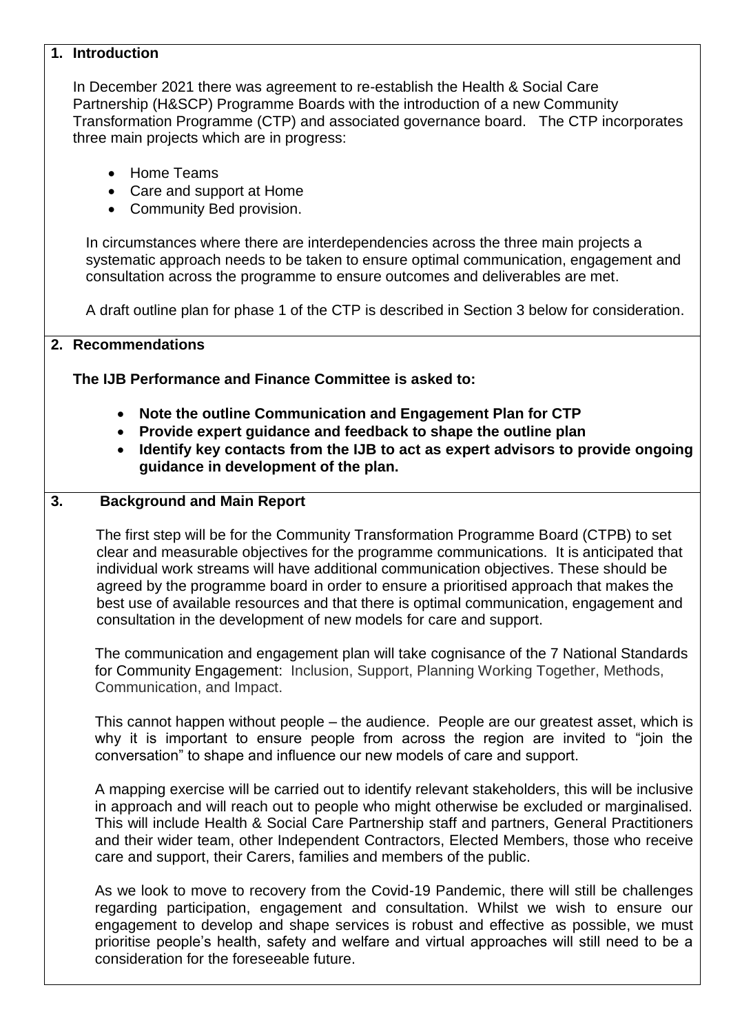## 1. Introduction

In December 2021 there was agreement to re-establish the Health & Social Care Partnership (H&SCP) Programme Boards with the introduction of a new Community Transformation Programme (CTP) and associated governance board. The CTP incorporates three main projects which are in progress:

- Home Teams
- Care and support at Home
- Community Bed provision.

In circumstances where there are interdependencies across the three main projects a systematic approach needs to be taken to ensure optimal communication, engagement and consultation across the programme to ensure outcomes and deliverables are met.

A draft outline plan for phase 1 of the CTP is described in Section 3 below for consideration.

## 2. Recommendations

**The IJB Performance and Finance Committee is asked to:**

- **Note the outline Communication and Engagement Plan for CTP**
- **Provide expert guidance and feedback to shape the outline plan**
- **Identify key contacts from the IJB to act as expert advisors to provide ongoing guidance in development of the plan.**

## 3. Background and Main Report

The first step will be for the Community Transformation Programme Board (CTPB) to set clear and measurable objectives for the programme communications. It is anticipated that individual work streams will have additional communication objectives. These should be agreed by the programme board in order to ensure a prioritised approach that makes the best use of available resources and that there is optimal communication, engagement and consultation in the development of new models for care and support.

The communication and engagement plan will take cognisance of the 7 National Standards for Community Engagement: Inclusion, Support, Planning Working Together, Methods, Communication, and Impact.

This cannot happen without people – the audience. People are our greatest asset, which is why it is important to ensure people from across the region are invited to "join the conversation" to shape and influence our new models of care and support.

A mapping exercise will be carried out to identify relevant stakeholders, this will be inclusive in approach and will reach out to people who might otherwise be excluded or marginalised. This will include Health & Social Care Partnership staff and partners, General Practitioners and their wider team, other Independent Contractors, Elected Members, those who receive care and support, their Carers, families and members of the public.

As we look to move to recovery from the Covid-19 Pandemic, there will still be challenges regarding participation, engagement and consultation. Whilst we wish to ensure our engagement to develop and shape services is robust and effective as possible, we must prioritise people's health, safety and welfare and virtual approaches will still need to be a consideration for the foreseeable future.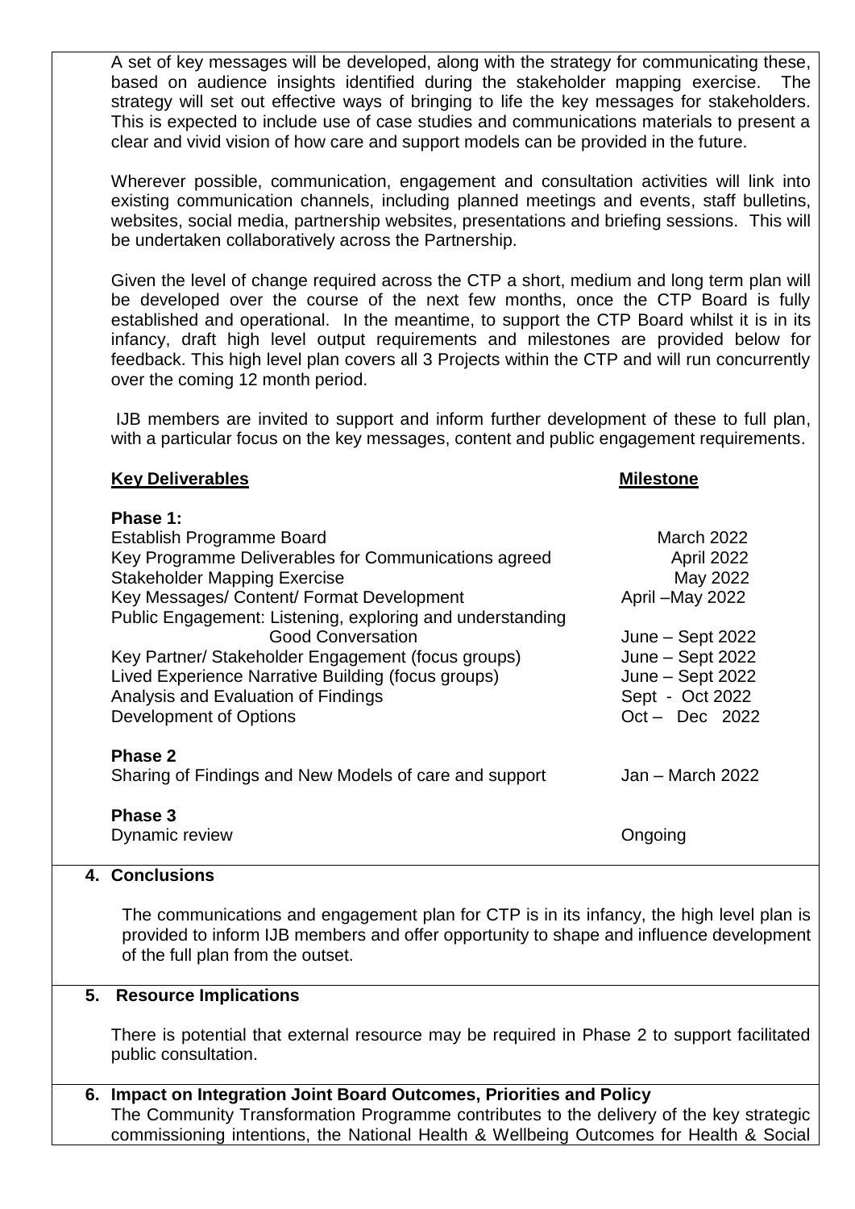A set of key messages will be developed, along with the strategy for communicating these, based on audience insights identified during the stakeholder mapping exercise. The strategy will set out effective ways of bringing to life the key messages for stakeholders. This is expected to include use of case studies and communications materials to present a clear and vivid vision of how care and support models can be provided in the future.

Wherever possible, communication, engagement and consultation activities will link into existing communication channels, including planned meetings and events, staff bulletins, websites, social media, partnership websites, presentations and briefing sessions. This will be undertaken collaboratively across the Partnership.

Given the level of change required across the CTP a short, medium and long term plan will be developed over the course of the next few months, once the CTP Board is fully established and operational. In the meantime, to support the CTP Board whilst it is in its infancy, draft high level output requirements and milestones are provided below for feedback. This high level plan covers all 3 Projects within the CTP and will run concurrently over the coming 12 month period.

IJB members are invited to support and inform further development of these to full plan, with a particular focus on the key messages, content and public engagement requirements.

| **Key Deliverables** | **Milestone** |
|---|---|
| **Phase 1:** | |
| Establish Programme Board | March 2022 |
| Key Programme Deliverables for Communications agreed | April 2022 |
| Stakeholder Mapping Exercise | May 2022 |
| Key Messages/ Content/ Format Development | April –May 2022 |
| Public Engagement: Listening, exploring and understanding Good Conversation | June – Sept 2022 |
| Key Partner/ Stakeholder Engagement (focus groups) | June – Sept 2022 |
| Lived Experience Narrative Building (focus groups) | June – Sept 2022 |
| Analysis and Evaluation of Findings | Sept - Oct 2022 |
| Development of Options | Oct – Dec 2022 |
| **Phase 2** | |
| Sharing of Findings and New Models of care and support | Jan – March 2022 |
| **Phase 3** | |
| Dynamic review | Ongoing |

## 4. Conclusions

The communications and engagement plan for CTP is in its infancy, the high level plan is provided to inform IJB members and offer opportunity to shape and influence development of the full plan from the outset.

## 5. Resource Implications

There is potential that external resource may be required in Phase 2 to support facilitated public consultation.

## 6. Impact on Integration Joint Board Outcomes, Priorities and Policy

The Community Transformation Programme contributes to the delivery of the key strategic commissioning intentions, the National Health & Wellbeing Outcomes for Health & Social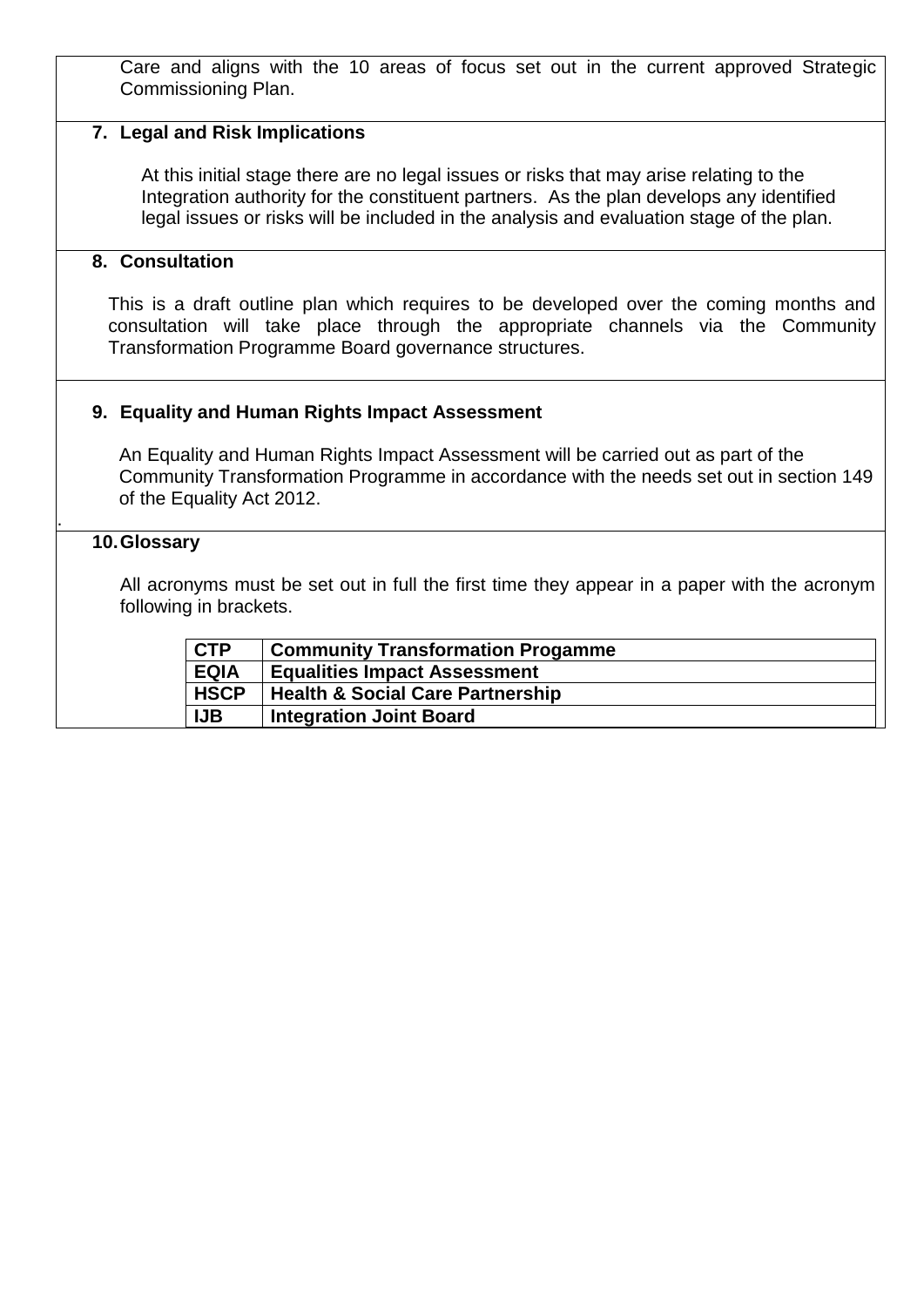Care and aligns with the 10 areas of focus set out in the current approved Strategic Commissioning Plan.

**7. Legal and Risk Implications**

At this initial stage there are no legal issues or risks that may arise relating to the Integration authority for the constituent partners. As the plan develops any identified legal issues or risks will be included in the analysis and evaluation stage of the plan.

**8. Consultation**

This is a draft outline plan which requires to be developed over the coming months and consultation will take place through the appropriate channels via the Community Transformation Programme Board governance structures.

**9. Equality and Human Rights Impact Assessment**

An Equality and Human Rights Impact Assessment will be carried out as part of the Community Transformation Programme in accordance with the needs set out in section 149 of the Equality Act 2012.

**10. Glossary**

All acronyms must be set out in full the first time they appear in a paper with the acronym following in brackets.

| | |
|---|---|
| **CTP** | **Community Transformation Progamme** |
| **EQIA** | **Equalities Impact Assessment** |
| **HSCP** | **Health & Social Care Partnership** |
| **IJB** | **Integration Joint Board** |